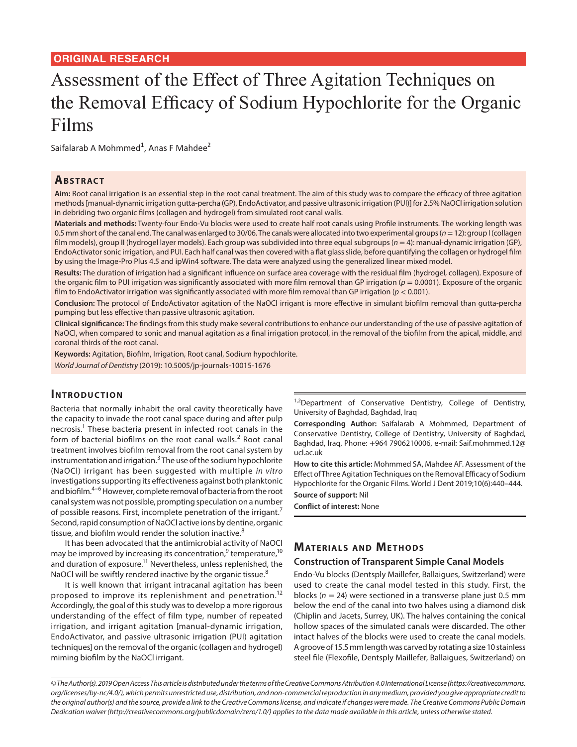ORIGINAL RESEARCH

# Assessment of the Effect of Three Agitation Techniques on the Removal Efficacy of Sodium Hypochlorite for the Organic Films

Saifalarab A Mohmmed[1], Anas F Mahdee[2]

## Abstract

**Aim:** Root canal irrigation is an essential step in the root canal treatment. The aim of this study was to compare the efficacy of three agitation methods [manual-dynamic irrigation gutta-percha (GP), EndoActivator, and passive ultrasonic irrigation (PUI)] for 2.5% NaOCl irrigation solution in debriding two organic films (collagen and hydrogel) from simulated root canal walls.

**Materials and methods:** Twenty-four Endo-Vu blocks were used to create half root canals using Profile instruments. The working length was 0.5 mm short of the canal end. The canal was enlarged to 30/06. The canals were allocated into two experimental groups ($n = 12$): group I (collagen film models), group II (hydrogel layer models). Each group was subdivided into three equal subgroups ($n = 4$): manual-dynamic irrigation (GP), EndoActivator sonic irrigation, and PUI. Each half canal was then covered with a flat glass slide, before quantifying the collagen or hydrogel film by using the Image-Pro Plus 4.5 and ipWin4 software. The data were analyzed using the generalized linear mixed model.

**Results:** The duration of irrigation had a significant influence on surface area coverage with the residual film (hydrogel, collagen). Exposure of the organic film to PUI irrigation was significantly associated with more film removal than GP irrigation ($p = 0.0001$). Exposure of the organic film to EndoActivator irrigation was significantly associated with more film removal than GP irrigation ($p < 0.001$).

**Conclusion:** The protocol of EndoActivator agitation of the NaOCl irrigant is more effective in simulant biofilm removal than gutta-percha pumping but less effective than passive ultrasonic agitation.

**Clinical significance:** The findings from this study make several contributions to enhance our understanding of the use of passive agitation of NaOCl, when compared to sonic and manual agitation as a final irrigation protocol, in the removal of the biofilm from the apical, middle, and coronal thirds of the root canal.

**Keywords:** Agitation, Biofilm, Irrigation, Root canal, Sodium hypochlorite.

*World Journal of Dentistry* (2019): 10.5005/jp-journals-10015-1676

## Introduction

Bacteria that normally inhabit the oral cavity theoretically have the capacity to invade the root canal space during and after pulp necrosis.[1] These bacteria present in infected root canals in the form of bacterial biofilms on the root canal walls.[2] Root canal treatment involves biofilm removal from the root canal system by instrumentation and irrigation.[3] The use of the sodium hypochlorite (NaOCl) irrigant has been suggested with multiple *in vitro* investigations supporting its effectiveness against both planktonic and biofilm.[4–6] However, complete removal of bacteria from the root canal system was not possible, prompting speculation on a number of possible reasons. First, incomplete penetration of the irrigant.[7] Second, rapid consumption of NaOCl active ions by dentine, organic tissue, and biofilm would render the solution inactive.[8]

It has been advocated that the antimicrobial activity of NaOCl may be improved by increasing its concentration,[9] temperature,[10] and duration of exposure.[11] Nevertheless, unless replenished, the NaOCl will be swiftly rendered inactive by the organic tissue.[8]

It is well known that irrigant intracanal agitation has been proposed to improve its replenishment and penetration.[12] Accordingly, the goal of this study was to develop a more rigorous understanding of the effect of film type, number of repeated irrigation, and irrigant agitation [manual-dynamic irrigation, EndoActivator, and passive ultrasonic irrigation (PUI) agitation techniques] on the removal of the organic (collagen and hydrogel) miming biofilm by the NaOCl irrigant.

[1,2]Department of Conservative Dentistry, College of Dentistry, University of Baghdad, Baghdad, Iraq

**Corresponding Author:** Saifalarab A Mohmmed, Department of Conservative Dentistry, College of Dentistry, University of Baghdad, Baghdad, Iraq, Phone: +964 7906210006, e-mail: Saif.mohmmed.12@ucl.ac.uk

**How to cite this article:** Mohmmed SA, Mahdee AF. Assessment of the Effect of Three Agitation Techniques on the Removal Efficacy of Sodium Hypochlorite for the Organic Films. World J Dent 2019;10(6):440–444.

**Source of support:** Nil

**Conflict of interest:** None

## Materials and Methods

### Construction of Transparent Simple Canal Models

Endo-Vu blocks (Dentsply Maillefer, Ballaigues, Switzerland) were used to create the canal model tested in this study. First, the blocks ($n = 24$) were sectioned in a transverse plane just 0.5 mm below the end of the canal into two halves using a diamond disk (Chiplin and Jacets, Surrey, UK). The halves containing the conical hollow spaces of the simulated canals were discarded. The other intact halves of the blocks were used to create the canal models. A groove of 15.5 mm length was carved by rotating a size 10 stainless steel file (Flexofile, Dentsply Maillefer, Ballaigues, Switzerland) on

© The Author(s). 2019 Open Access This article is distributed under the terms of the Creative Commons Attribution 4.0 International License (https://creativecommons.org/licenses/by-nc/4.0/), which permits unrestricted use, distribution, and non-commercial reproduction in any medium, provided you give appropriate credit to the original author(s) and the source, provide a link to the Creative Commons license, and indicate if changes were made. The Creative Commons Public Domain Dedication waiver (http://creativecommons.org/publicdomain/zero/1.0/) applies to the data made available in this article, unless otherwise stated.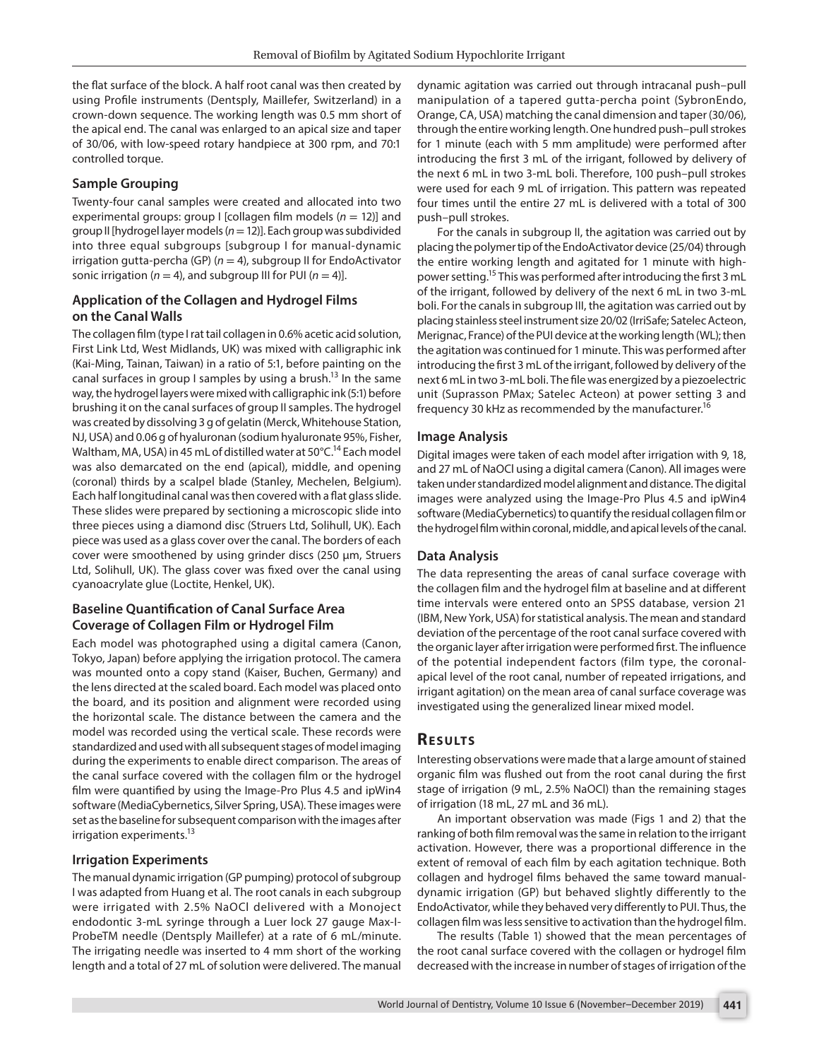the flat surface of the block. A half root canal was then created by using Profile instruments (Dentsply, Maillefer, Switzerland) in a crown-down sequence. The working length was 0.5 mm short of the apical end. The canal was enlarged to an apical size and taper of 30/06, with low-speed rotary handpiece at 300 rpm, and 70:1 controlled torque.

### Sample Grouping

Twenty-four canal samples were created and allocated into two experimental groups: group I [collagen film models ($n = 12$)] and group II [hydrogel layer models ($n = 12$)]. Each group was subdivided into three equal subgroups [subgroup I for manual-dynamic irrigation gutta-percha (GP) ($n = 4$), subgroup II for EndoActivator sonic irrigation ($n = 4$), and subgroup III for PUI ($n = 4$)].

### Application of the Collagen and Hydrogel Films on the Canal Walls

The collagen film (type I rat tail collagen in 0.6% acetic acid solution, First Link Ltd, West Midlands, UK) was mixed with calligraphic ink (Kai-Ming, Tainan, Taiwan) in a ratio of 5:1, before painting on the canal surfaces in group I samples by using a brush.[13] In the same way, the hydrogel layers were mixed with calligraphic ink (5:1) before brushing it on the canal surfaces of group II samples. The hydrogel was created by dissolving 3 g of gelatin (Merck, Whitehouse Station, NJ, USA) and 0.06 g of hyaluronan (sodium hyaluronate 95%, Fisher, Waltham, MA, USA) in 45 mL of distilled water at 50°C.[14] Each model was also demarcated on the end (apical), middle, and opening (coronal) thirds by a scalpel blade (Stanley, Mechelen, Belgium). Each half longitudinal canal was then covered with a flat glass slide. These slides were prepared by sectioning a microscopic slide into three pieces using a diamond disc (Struers Ltd, Solihull, UK). Each piece was used as a glass cover over the canal. The borders of each cover were smoothened by using grinder discs (250 µm, Struers Ltd, Solihull, UK). The glass cover was fixed over the canal using cyanoacrylate glue (Loctite, Henkel, UK).

### Baseline Quantification of Canal Surface Area Coverage of Collagen Film or Hydrogel Film

Each model was photographed using a digital camera (Canon, Tokyo, Japan) before applying the irrigation protocol. The camera was mounted onto a copy stand (Kaiser, Buchen, Germany) and the lens directed at the scaled board. Each model was placed onto the board, and its position and alignment were recorded using the horizontal scale. The distance between the camera and the model was recorded using the vertical scale. These records were standardized and used with all subsequent stages of model imaging during the experiments to enable direct comparison. The areas of the canal surface covered with the collagen film or the hydrogel film were quantified by using the Image-Pro Plus 4.5 and ipWin4 software (MediaCybernetics, Silver Spring, USA). These images were set as the baseline for subsequent comparison with the images after irrigation experiments.[13]

### Irrigation Experiments

The manual dynamic irrigation (GP pumping) protocol of subgroup I was adapted from Huang et al. The root canals in each subgroup were irrigated with 2.5% NaOCl delivered with a Monoject endodontic 3-mL syringe through a Luer lock 27 gauge Max-I-ProbeTM needle (Dentsply Maillefer) at a rate of 6 mL/minute. The irrigating needle was inserted to 4 mm short of the working length and a total of 27 mL of solution were delivered. The manual dynamic agitation was carried out through intracanal push–pull manipulation of a tapered gutta-percha point (SybronEndo, Orange, CA, USA) matching the canal dimension and taper (30/06), through the entire working length. One hundred push–pull strokes for 1 minute (each with 5 mm amplitude) were performed after introducing the first 3 mL of the irrigant, followed by delivery of the next 6 mL in two 3-mL boli. Therefore, 100 push–pull strokes were used for each 9 mL of irrigation. This pattern was repeated four times until the entire 27 mL is delivered with a total of 300 push–pull strokes.

For the canals in subgroup II, the agitation was carried out by placing the polymer tip of the EndoActivator device (25/04) through the entire working length and agitated for 1 minute with high-power setting.[15] This was performed after introducing the first 3 mL of the irrigant, followed by delivery of the next 6 mL in two 3-mL boli. For the canals in subgroup III, the agitation was carried out by placing stainless steel instrument size 20/02 (IrriSafe; Satelec Acteon, Merignac, France) of the PUI device at the working length (WL); then the agitation was continued for 1 minute. This was performed after introducing the first 3 mL of the irrigant, followed by delivery of the next 6 mL in two 3-mL boli. The file was energized by a piezoelectric unit (Suprasson PMax; Satelec Acteon) at power setting 3 and frequency 30 kHz as recommended by the manufacturer.[16]

### Image Analysis

Digital images were taken of each model after irrigation with 9, 18, and 27 mL of NaOCl using a digital camera (Canon). All images were taken under standardized model alignment and distance. The digital images were analyzed using the Image-Pro Plus 4.5 and ipWin4 software (MediaCybernetics) to quantify the residual collagen film or the hydrogel film within coronal, middle, and apical levels of the canal.

### Data Analysis

The data representing the areas of canal surface coverage with the collagen film and the hydrogel film at baseline and at different time intervals were entered onto an SPSS database, version 21 (IBM, New York, USA) for statistical analysis. The mean and standard deviation of the percentage of the root canal surface covered with the organic layer after irrigation were performed first. The influence of the potential independent factors (film type, the coronal-apical level of the root canal, number of repeated irrigations, and irrigant agitation) on the mean area of canal surface coverage was investigated using the generalized linear mixed model.

## Results

Interesting observations were made that a large amount of stained organic film was flushed out from the root canal during the first stage of irrigation (9 mL, 2.5% NaOCl) than the remaining stages of irrigation (18 mL, 27 mL and 36 mL).

An important observation was made (Figs 1 and 2) that the ranking of both film removal was the same in relation to the irrigant activation. However, there was a proportional difference in the extent of removal of each film by each agitation technique. Both collagen and hydrogel films behaved the same toward manual-dynamic irrigation (GP) but behaved slightly differently to the EndoActivator, while they behaved very differently to PUI. Thus, the collagen film was less sensitive to activation than the hydrogel film.

The results (Table 1) showed that the mean percentages of the root canal surface covered with the collagen or hydrogel film decreased with the increase in number of stages of irrigation of the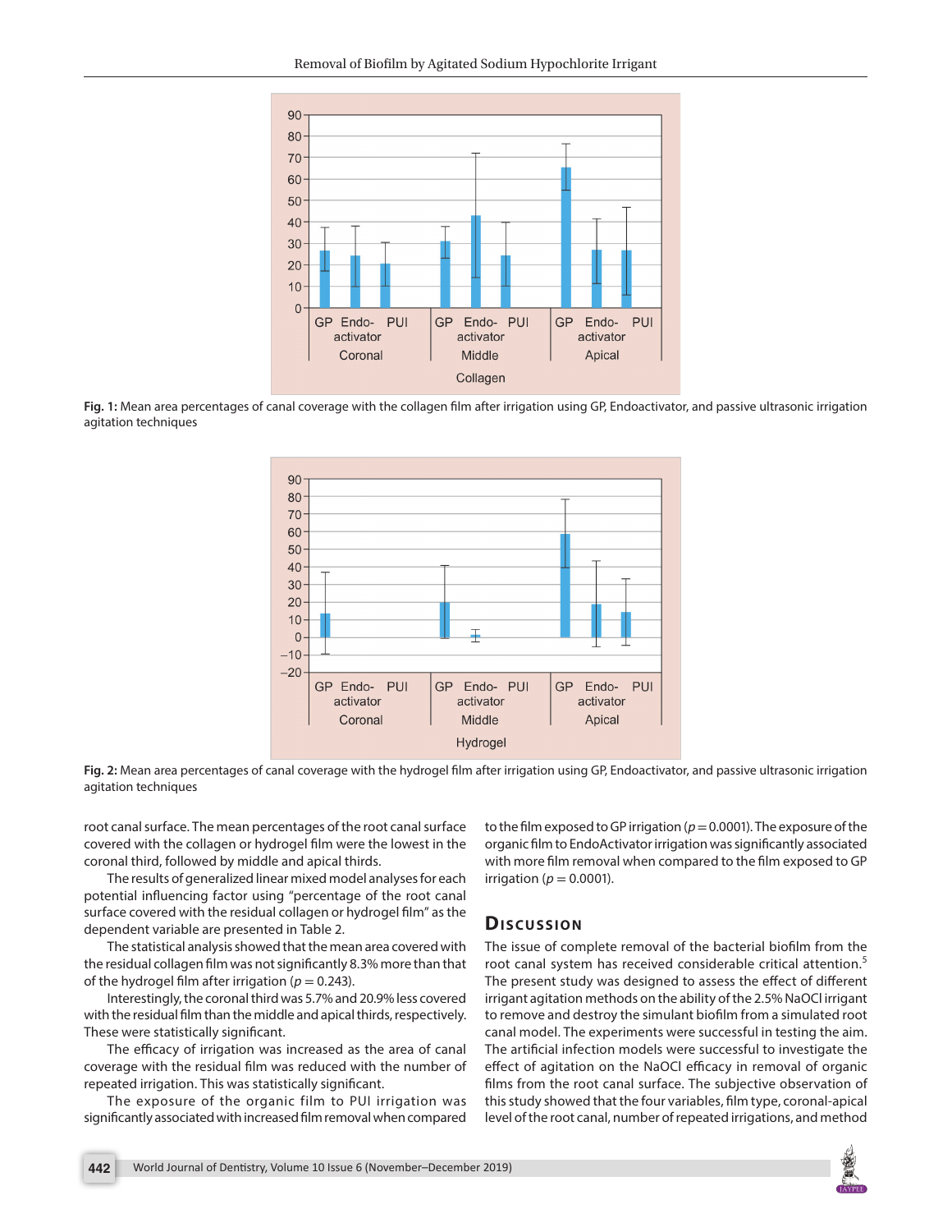Fig. 1: Mean area percentages of canal coverage with the collagen film after irrigation using GP, Endoactivator, and passive ultrasonic irrigation agitation techniques

Fig. 2: Mean area percentages of canal coverage with the hydrogel film after irrigation using GP, Endoactivator, and passive ultrasonic irrigation agitation techniques

root canal surface. The mean percentages of the root canal surface covered with the collagen or hydrogel film were the lowest in the coronal third, followed by middle and apical thirds.

The results of generalized linear mixed model analyses for each potential influencing factor using "percentage of the root canal surface covered with the residual collagen or hydrogel film" as the dependent variable are presented in Table 2.

The statistical analysis showed that the mean area covered with the residual collagen film was not significantly 8.3% more than that of the hydrogel film after irrigation ($p = 0.243$).

Interestingly, the coronal third was 5.7% and 20.9% less covered with the residual film than the middle and apical thirds, respectively. These were statistically significant.

The efficacy of irrigation was increased as the area of canal coverage with the residual film was reduced with the number of repeated irrigation. This was statistically significant.

The exposure of the organic film to PUI irrigation was significantly associated with increased film removal when compared to the film exposed to GP irrigation ($p = 0.0001$). The exposure of the organic film to EndoActivator irrigation was significantly associated with more film removal when compared to the film exposed to GP irrigation ($p = 0.0001$).

## Discussion

The issue of complete removal of the bacterial biofilm from the root canal system has received considerable critical attention.[5] The present study was designed to assess the effect of different irrigant agitation methods on the ability of the 2.5% NaOCl irrigant to remove and destroy the simulant biofilm from a simulated root canal model. The experiments were successful in testing the aim. The artificial infection models were successful to investigate the effect of agitation on the NaOCl efficacy in removal of organic films from the root canal surface. The subjective observation of this study showed that the four variables, film type, coronal-apical level of the root canal, number of repeated irrigations, and method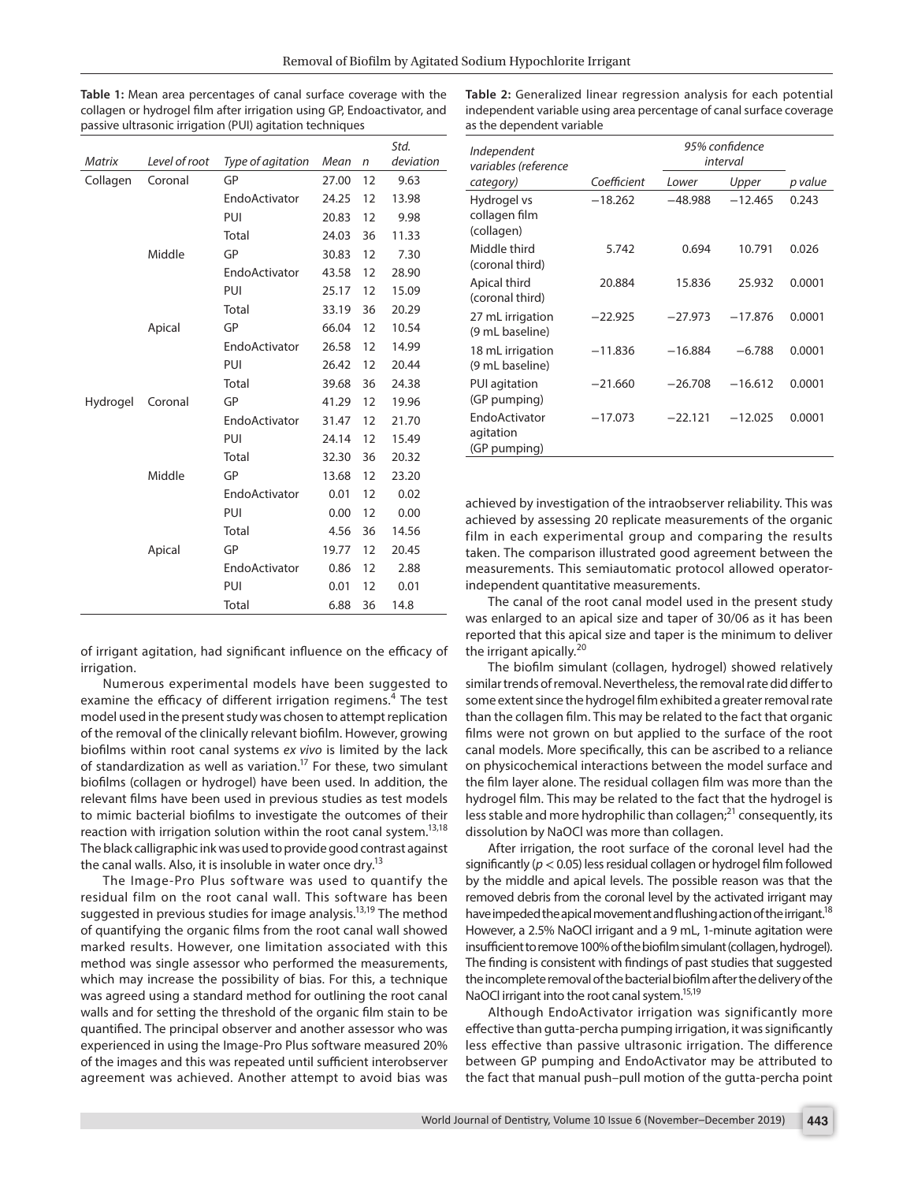**Table 1:** Mean area percentages of canal surface coverage with the collagen or hydrogel film after irrigation using GP, Endoactivator, and passive ultrasonic irrigation (PUI) agitation techniques

| *Matrix* | *Level of root* | *Type of agitation* | *Mean* | *n* | *Std. deviation* |
|---|---|---|---|---|---|
| Collagen | Coronal | GP | 27.00 | 12 | 9.63 |
| | | EndoActivator | 24.25 | 12 | 13.98 |
| | | PUI | 20.83 | 12 | 9.98 |
| | | Total | 24.03 | 36 | 11.33 |
| | Middle | GP | 30.83 | 12 | 7.30 |
| | | EndoActivator | 43.58 | 12 | 28.90 |
| | | PUI | 25.17 | 12 | 15.09 |
| | | Total | 33.19 | 36 | 20.29 |
| | Apical | GP | 66.04 | 12 | 10.54 |
| | | EndoActivator | 26.58 | 12 | 14.99 |
| | | PUI | 26.42 | 12 | 20.44 |
| | | Total | 39.68 | 36 | 24.38 |
| Hydrogel | Coronal | GP | 41.29 | 12 | 19.96 |
| | | EndoActivator | 31.47 | 12 | 21.70 |
| | | PUI | 24.14 | 12 | 15.49 |
| | | Total | 32.30 | 36 | 20.32 |
| | Middle | GP | 13.68 | 12 | 23.20 |
| | | EndoActivator | 0.01 | 12 | 0.02 |
| | | PUI | 0.00 | 12 | 0.00 |
| | | Total | 4.56 | 36 | 14.56 |
| | Apical | GP | 19.77 | 12 | 20.45 |
| | | EndoActivator | 0.86 | 12 | 2.88 |
| | | PUI | 0.01 | 12 | 0.01 |
| | | Total | 6.88 | 36 | 14.8 |

**Table 2:** Generalized linear regression analysis for each potential independent variable using area percentage of canal surface coverage as the dependent variable

| *Independent variables (reference category)* | *Coefficient* | *95% confidence interval* | | *p value* |
|---|---|---|---|---|
| | | *Lower* | *Upper* | |
| Hydrogel vs collagen film (collagen) | −18.262 | −48.988 | −12.465 | 0.243 |
| Middle third (coronal third) | 5.742 | 0.694 | 10.791 | 0.026 |
| Apical third (coronal third) | 20.884 | 15.836 | 25.932 | 0.0001 |
| 27 mL irrigation (9 mL baseline) | −22.925 | −27.973 | −17.876 | 0.0001 |
| 18 mL irrigation (9 mL baseline) | −11.836 | −16.884 | −6.788 | 0.0001 |
| PUI agitation (GP pumping) | −21.660 | −26.708 | −16.612 | 0.0001 |
| EndoActivator agitation (GP pumping) | −17.073 | −22.121 | −12.025 | 0.0001 |

of irrigant agitation, had significant influence on the efficacy of irrigation.

Numerous experimental models have been suggested to examine the efficacy of different irrigation regimens.[4] The test model used in the present study was chosen to attempt replication of the removal of the clinically relevant biofilm. However, growing biofilms within root canal systems *ex vivo* is limited by the lack of standardization as well as variation.[17] For these, two simulant biofilms (collagen or hydrogel) have been used. In addition, the relevant films have been used in previous studies as test models to mimic bacterial biofilms to investigate the outcomes of their reaction with irrigation solution within the root canal system.[13,18] The black calligraphic ink was used to provide good contrast against the canal walls. Also, it is insoluble in water once dry.[13]

The Image-Pro Plus software was used to quantify the residual film on the root canal wall. This software has been suggested in previous studies for image analysis.[13,19] The method of quantifying the organic films from the root canal wall showed marked results. However, one limitation associated with this method was single assessor who performed the measurements, which may increase the possibility of bias. For this, a technique was agreed using a standard method for outlining the root canal walls and for setting the threshold of the organic film stain to be quantified. The principal observer and another assessor who was experienced in using the Image-Pro Plus software measured 20% of the images and this was repeated until sufficient interobserver agreement was achieved. Another attempt to avoid bias was achieved by investigation of the intraobserver reliability. This was achieved by assessing 20 replicate measurements of the organic film in each experimental group and comparing the results taken. The comparison illustrated good agreement between the measurements. This semiautomatic protocol allowed operator-independent quantitative measurements.

The canal of the root canal model used in the present study was enlarged to an apical size and taper of 30/06 as it has been reported that this apical size and taper is the minimum to deliver the irrigant apically.[20]

The biofilm simulant (collagen, hydrogel) showed relatively similar trends of removal. Nevertheless, the removal rate did differ to some extent since the hydrogel film exhibited a greater removal rate than the collagen film. This may be related to the fact that organic films were not grown on but applied to the surface of the root canal models. More specifically, this can be ascribed to a reliance on physicochemical interactions between the model surface and the film layer alone. The residual collagen film was more than the hydrogel film. This may be related to the fact that the hydrogel is less stable and more hydrophilic than collagen;[21] consequently, its dissolution by NaOCl was more than collagen.

After irrigation, the root surface of the coronal level had the significantly ($p < 0.05$) less residual collagen or hydrogel film followed by the middle and apical levels. The possible reason was that the removed debris from the coronal level by the activated irrigant may have impeded the apical movement and flushing action of the irrigant.[18] However, a 2.5% NaOCl irrigant and a 9 mL, 1-minute agitation were insufficient to remove 100% of the biofilm simulant (collagen, hydrogel). The finding is consistent with findings of past studies that suggested the incomplete removal of the bacterial biofilm after the delivery of the NaOCl irrigant into the root canal system.[15,19]

Although EndoActivator irrigation was significantly more effective than gutta-percha pumping irrigation, it was significantly less effective than passive ultrasonic irrigation. The difference between GP pumping and EndoActivator may be attributed to the fact that manual push–pull motion of the gutta-percha point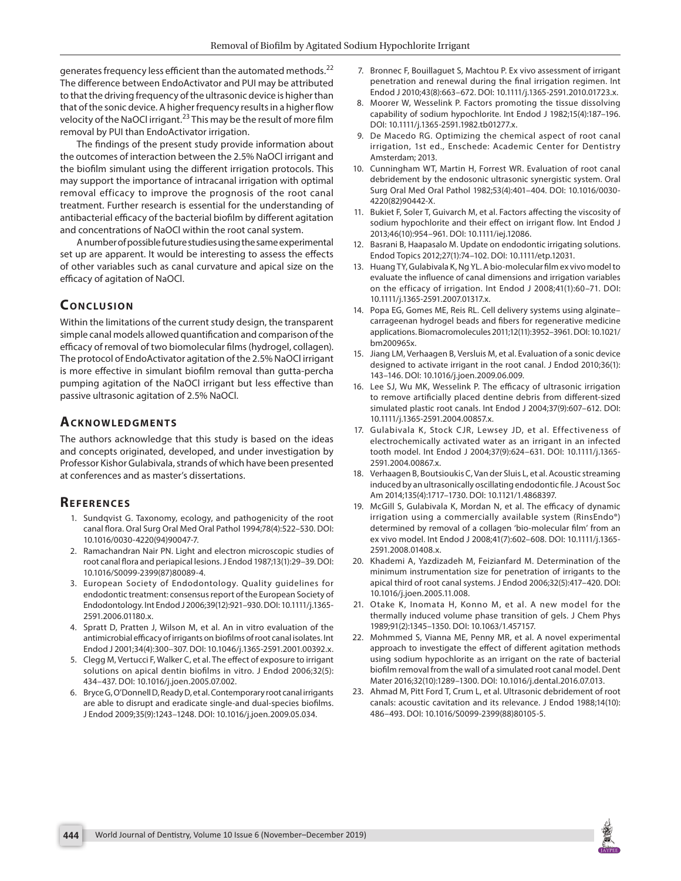generates frequency less efficient than the automated methods.[22] The difference between EndoActivator and PUI may be attributed to that the driving frequency of the ultrasonic device is higher than that of the sonic device. A higher frequency results in a higher flow velocity of the NaOCl irrigant.[23] This may be the result of more film removal by PUI than EndoActivator irrigation.

The findings of the present study provide information about the outcomes of interaction between the 2.5% NaOCl irrigant and the biofilm simulant using the different irrigation protocols. This may support the importance of intracanal irrigation with optimal removal efficacy to improve the prognosis of the root canal treatment. Further research is essential for the understanding of antibacterial efficacy of the bacterial biofilm by different agitation and concentrations of NaOCl within the root canal system.

A number of possible future studies using the same experimental set up are apparent. It would be interesting to assess the effects of other variables such as canal curvature and apical size on the efficacy of agitation of NaOCl.

## Conclusion

Within the limitations of the current study design, the transparent simple canal models allowed quantification and comparison of the efficacy of removal of two biomolecular films (hydrogel, collagen). The protocol of EndoActivator agitation of the 2.5% NaOCl irrigant is more effective in simulant biofilm removal than gutta-percha pumping agitation of the NaOCl irrigant but less effective than passive ultrasonic agitation of 2.5% NaOCl.

## Acknowledgments

The authors acknowledge that this study is based on the ideas and concepts originated, developed, and under investigation by Professor Kishor Gulabivala, strands of which have been presented at conferences and as master's dissertations.

## References

1. Sundqvist G. Taxonomy, ecology, and pathogenicity of the root canal flora. Oral Surg Oral Med Oral Pathol 1994;78(4):522–530. DOI: 10.1016/0030-4220(94)90047-7.
2. Ramachandran Nair PN. Light and electron microscopic studies of root canal flora and periapical lesions. J Endod 1987;13(1):29–39. DOI: 10.1016/S0099-2399(87)80089-4.
3. European Society of Endodontology. Quality guidelines for endodontic treatment: consensus report of the European Society of Endodontology. Int Endod J 2006;39(12):921–930. DOI: 10.1111/j.1365-2591.2006.01180.x.
4. Spratt D, Pratten J, Wilson M, et al. An in vitro evaluation of the antimicrobial efficacy of irrigants on biofilms of root canal isolates. Int Endod J 2001;34(4):300–307. DOI: 10.1046/j.1365-2591.2001.00392.x.
5. Clegg M, Vertucci F, Walker C, et al. The effect of exposure to irrigant solutions on apical dentin biofilms in vitro. J Endod 2006;32(5): 434–437. DOI: 10.1016/j.joen.2005.07.002.
6. Bryce G, O'Donnell D, Ready D, et al. Contemporary root canal irrigants are able to disrupt and eradicate single-and dual-species biofilms. J Endod 2009;35(9):1243–1248. DOI: 10.1016/j.joen.2009.05.034.
7. Bronnec F, Bouillaguet S, Machtou P. Ex vivo assessment of irrigant penetration and renewal during the final irrigation regimen. Int Endod J 2010;43(8):663–672. DOI: 10.1111/j.1365-2591.2010.01723.x.
8. Moorer W, Wesselink P. Factors promoting the tissue dissolving capability of sodium hypochlorite. Int Endod J 1982;15(4):187–196. DOI: 10.1111/j.1365-2591.1982.tb01277.x.
9. De Macedo RG. Optimizing the chemical aspect of root canal irrigation, 1st ed., Enschede: Academic Center for Dentistry Amsterdam; 2013.
10. Cunningham WT, Martin H, Forrest WR. Evaluation of root canal debridement by the endosonic ultrasonic synergistic system. Oral Surg Oral Med Oral Pathol 1982;53(4):401–404. DOI: 10.1016/0030-4220(82)90442-X.
11. Bukiet F, Soler T, Guivarch M, et al. Factors affecting the viscosity of sodium hypochlorite and their effect on irrigant flow. Int Endod J 2013;46(10):954–961. DOI: 10.1111/iej.12086.
12. Basrani B, Haapasalo M. Update on endodontic irrigating solutions. Endod Topics 2012;27(1):74–102. DOI: 10.1111/etp.12031.
13. Huang TY, Gulabivala K, Ng YL. A bio-molecular film ex vivo model to evaluate the influence of canal dimensions and irrigation variables on the efficacy of irrigation. Int Endod J 2008;41(1):60–71. DOI: 10.1111/j.1365-2591.2007.01317.x.
14. Popa EG, Gomes ME, Reis RL. Cell delivery systems using alginate–carrageenan hydrogel beads and fibers for regenerative medicine applications. Biomacromolecules 2011;12(11):3952–3961. DOI: 10.1021/bm200965x.
15. Jiang LM, Verhaagen B, Versluis M, et al. Evaluation of a sonic device designed to activate irrigant in the root canal. J Endod 2010;36(1): 143–146. DOI: 10.1016/j.joen.2009.06.009.
16. Lee SJ, Wu MK, Wesselink P. The efficacy of ultrasonic irrigation to remove artificially placed dentine debris from different-sized simulated plastic root canals. Int Endod J 2004;37(9):607–612. DOI: 10.1111/j.1365-2591.2004.00857.x.
17. Gulabivala K, Stock CJR, Lewsey JD, et al. Effectiveness of electrochemically activated water as an irrigant in an infected tooth model. Int Endod J 2004;37(9):624–631. DOI: 10.1111/j.1365-2591.2004.00867.x.
18. Verhaagen B, Boutsioukis C, Van der Sluis L, et al. Acoustic streaming induced by an ultrasonically oscillating endodontic file. J Acoust Soc Am 2014;135(4):1717–1730. DOI: 10.1121/1.4868397.
19. McGill S, Gulabivala K, Mordan N, et al. The efficacy of dynamic irrigation using a commercially available system (RinsEndo®) determined by removal of a collagen 'bio-molecular film' from an ex vivo model. Int Endod J 2008;41(7):602–608. DOI: 10.1111/j.1365-2591.2008.01408.x.
20. Khademi A, Yazdizadeh M, Feizianfard M. Determination of the minimum instrumentation size for penetration of irrigants to the apical third of root canal systems. J Endod 2006;32(5):417–420. DOI: 10.1016/j.joen.2005.11.008.
21. Otake K, Inomata H, Konno M, et al. A new model for the thermally induced volume phase transition of gels. J Chem Phys 1989;91(2):1345–1350. DOI: 10.1063/1.457157.
22. Mohmmed S, Vianna ME, Penny MR, et al. A novel experimental approach to investigate the effect of different agitation methods using sodium hypochlorite as an irrigant on the rate of bacterial biofilm removal from the wall of a simulated root canal model. Dent Mater 2016;32(10):1289–1300. DOI: 10.1016/j.dental.2016.07.013.
23. Ahmad M, Pitt Ford T, Crum L, et al. Ultrasonic debridement of root canals: acoustic cavitation and its relevance. J Endod 1988;14(10): 486–493. DOI: 10.1016/S0099-2399(88)80105-5.